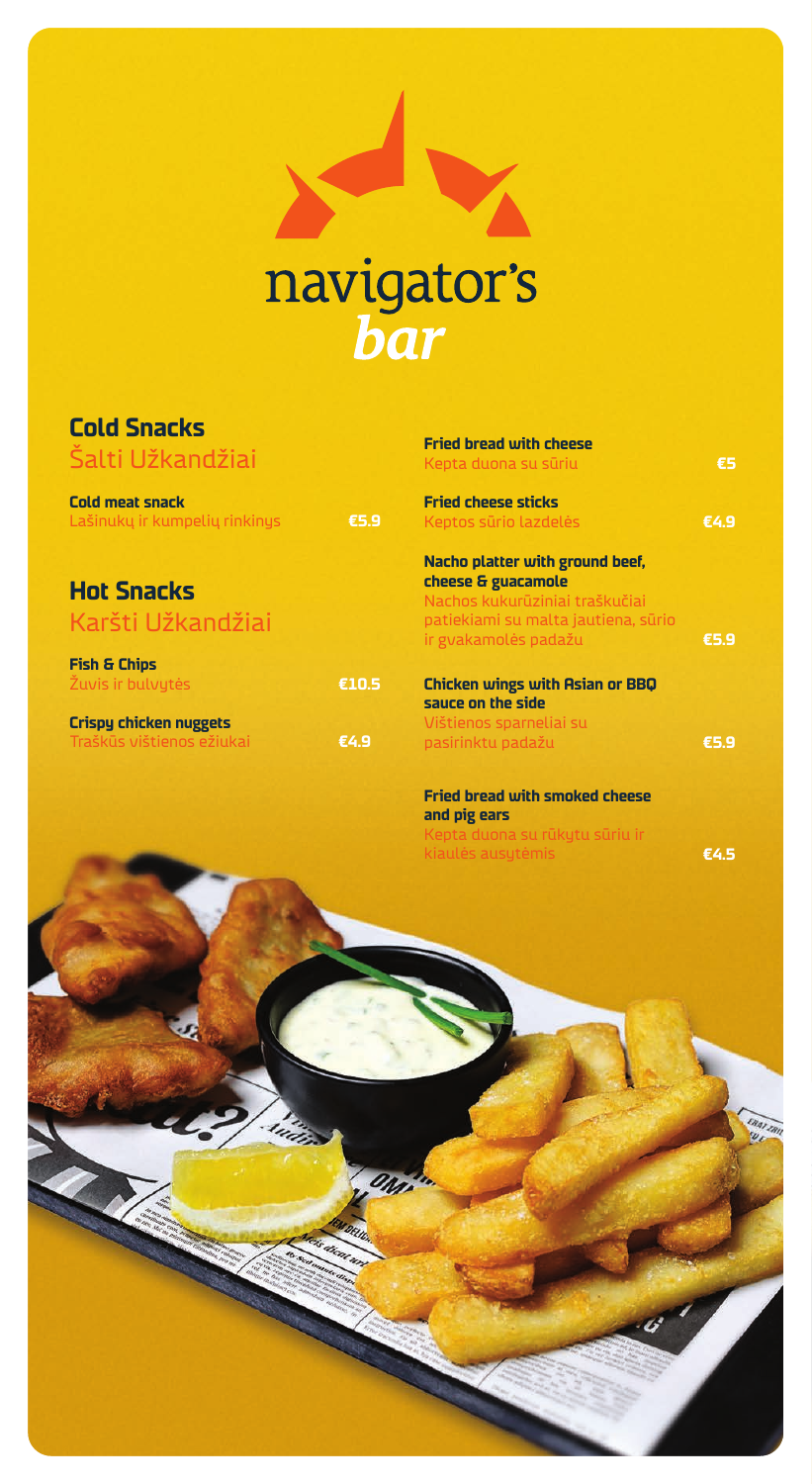navigator's
*bar*

## Cold Snacks
Šalti Užkandžiai

**Cold meat snack** — €5.9
Lašinukų ir kumpelių rinkinys

## Hot Snacks
Karšti Užkandžiai

**Fish & Chips** — €10.5
Žuvis ir bulvytės

**Crispy chicken nuggets** — €4.9
Traškūs vištienos ežiukai

**Fried bread with cheese** — €5
Kepta duona su sūriu

**Fried cheese sticks** — €4.9
Keptos sūrio lazdelės

**Nacho platter with ground beef, cheese & guacamole** — €5.9
Nachos kukurūziniai traškučiai patiekiami su malta jautiena, sūrio ir gvakamolės padažu

**Chicken wings with Asian or BBQ sauce on the side** — €5.9
Vištienos sparneliai su pasirinktu padažu

**Fried bread with smoked cheese and pig ears** — €4.5
Kepta duona su rūkytu sūriu ir kiaulės ausytėmis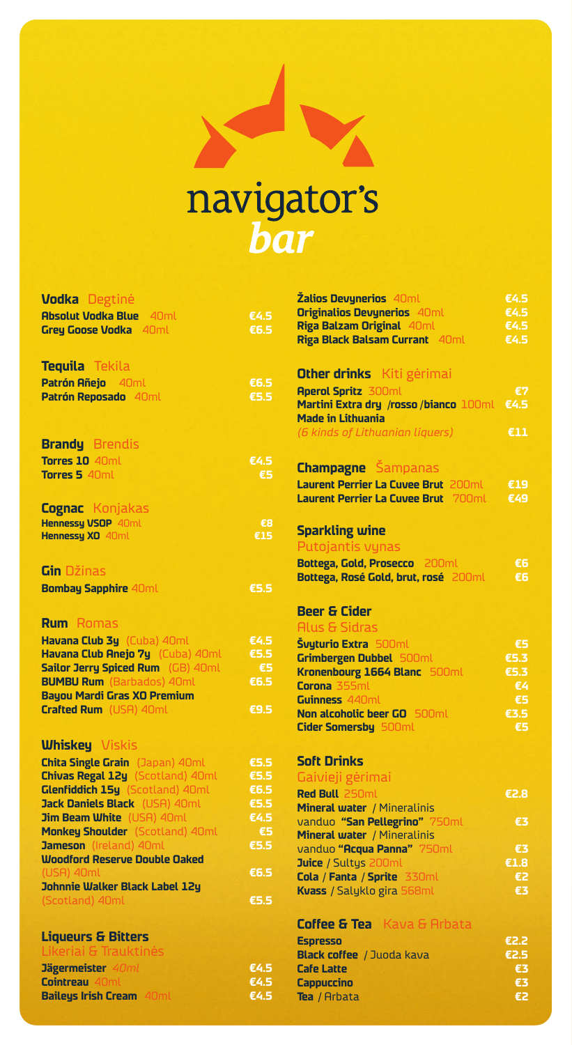# navigator's bar

## Vodka Degtinė

| | | |
|---|---|---|
| **Absolut Vodka Blue** | 40ml | €4.5 |
| **Grey Goose Vodka** | 40ml | €6.5 |

## Tequila Tekila

| | | |
|---|---|---|
| **Patrón Añejo** | 40ml | €6.5 |
| **Patrón Reposado** | 40ml | €5.5 |

## Brandy Brendis

| | | |
|---|---|---|
| **Torres 10** | 40ml | €4.5 |
| **Torres 5** | 40ml | €5 |

## Cognac Konjakas

| | | |
|---|---|---|
| **Hennessy VSOP** | 40ml | €8 |
| **Hennessy XO** | 40ml | €15 |

## Gin Džinas

| | | |
|---|---|---|
| **Bombay Sapphire** | 40ml | €5.5 |

## Rum Romas

| | | |
|---|---|---|
| **Havana Club 3y** | (Cuba) 40ml | €4.5 |
| **Havana Club Anejo 7y** | (Cuba) 40ml | €5.5 |
| **Sailor Jerry Spiced Rum** | (GB) 40ml | €5 |
| **BUMBU Rum** | (Barbados) 40ml | €6.5 |
| **Bayou Mardi Gras XO Premium Crafted Rum** | (USA) 40ml | €9.5 |

## Whiskey Viskis

| | | |
|---|---|---|
| **Chita Single Grain** | (Japan) 40ml | €5.5 |
| **Chivas Regal 12y** | (Scotland) 40ml | €5.5 |
| **Glenfiddich 15y** | (Scotland) 40ml | €6.5 |
| **Jack Daniels Black** | (USA) 40ml | €5.5 |
| **Jim Beam White** | (USA) 40ml | €4.5 |
| **Monkey Shoulder** | (Scotland) 40ml | €5 |
| **Jameson** | (Ireland) 40ml | €5.5 |
| **Woodford Reserve Double Oaked** | (USA) 40ml | €6.5 |
| **Johnnie Walker Black Label 12y** | (Scotland) 40ml | €5.5 |

## Liqueurs & Bitters Likeriai & Trauktinės

| | | |
|---|---|---|
| **Jägermeister** | *40ml* | €4.5 |
| **Cointreau** | 40ml | €4.5 |
| **Baileys Irish Cream** | 40ml | €4.5 |
| **Žalios Devynerios** | 40ml | €4.5 |
| **Originalios Devynerios** | 40ml | €4.5 |
| **Riga Balzam Original** | 40ml | €4.5 |
| **Riga Black Balsam Currant** | 40ml | €4.5 |

## Other drinks Kiti gėrimai

| | | |
|---|---|---|
| **Aperol Spritz** | 300ml | €7 |
| **Martini Extra dry /rosso /bianco** | 100ml | €4.5 |
| **Made in Lithuania** *(6 kinds of Lithuanian liquers)* | | €11 |

## Champagne Šampanas

| | | |
|---|---|---|
| **Laurent Perrier La Cuvee Brut** | 200ml | €19 |
| **Laurent Perrier La Cuvee Brut** | 700ml | €49 |

## Sparkling wine Putojantis vynas

| | | |
|---|---|---|
| **Bottega, Gold, Prosecco** | 200ml | €6 |
| **Bottega, Rosé Gold, brut, rosé** | 200ml | €6 |

## Beer & Cider Alus & Sidras

| | | |
|---|---|---|
| **Švyturio Extra** | 500ml | €5 |
| **Grimbergen Dubbel** | 500ml | €5.3 |
| **Kronenbourg 1664 Blanc** | 500ml | €5.3 |
| **Corona** | 355ml | €4 |
| **Guinness** | 440ml | €5 |
| **Non alcoholic beer GO** | 500ml | €3.5 |
| **Cider Somersby** | 500ml | €5 |

## Soft Drinks Gaivieji gėrimai

| | | |
|---|---|---|
| **Red Bull** | 250ml | €2.8 |
| **Mineral water** / Mineralinis vanduo **"San Pellegrino"** | 750ml | €3 |
| **Mineral water** / Mineralinis vanduo **"Acqua Panna"** | 750ml | €3 |
| **Juice** / Sultys | 200ml | €1.8 |
| **Cola / Fanta / Sprite** | 330ml | €2 |
| **Kvass** / Salyklo gira | 568ml | €3 |

## Coffee & Tea Kava & Arbata

| | |
|---|---|
| **Espresso** | €2.2 |
| **Black coffee** / Juoda kava | €2.5 |
| **Cafe Latte** | €3 |
| **Cappuccino** | €3 |
| **Tea** / Arbata | €2 |